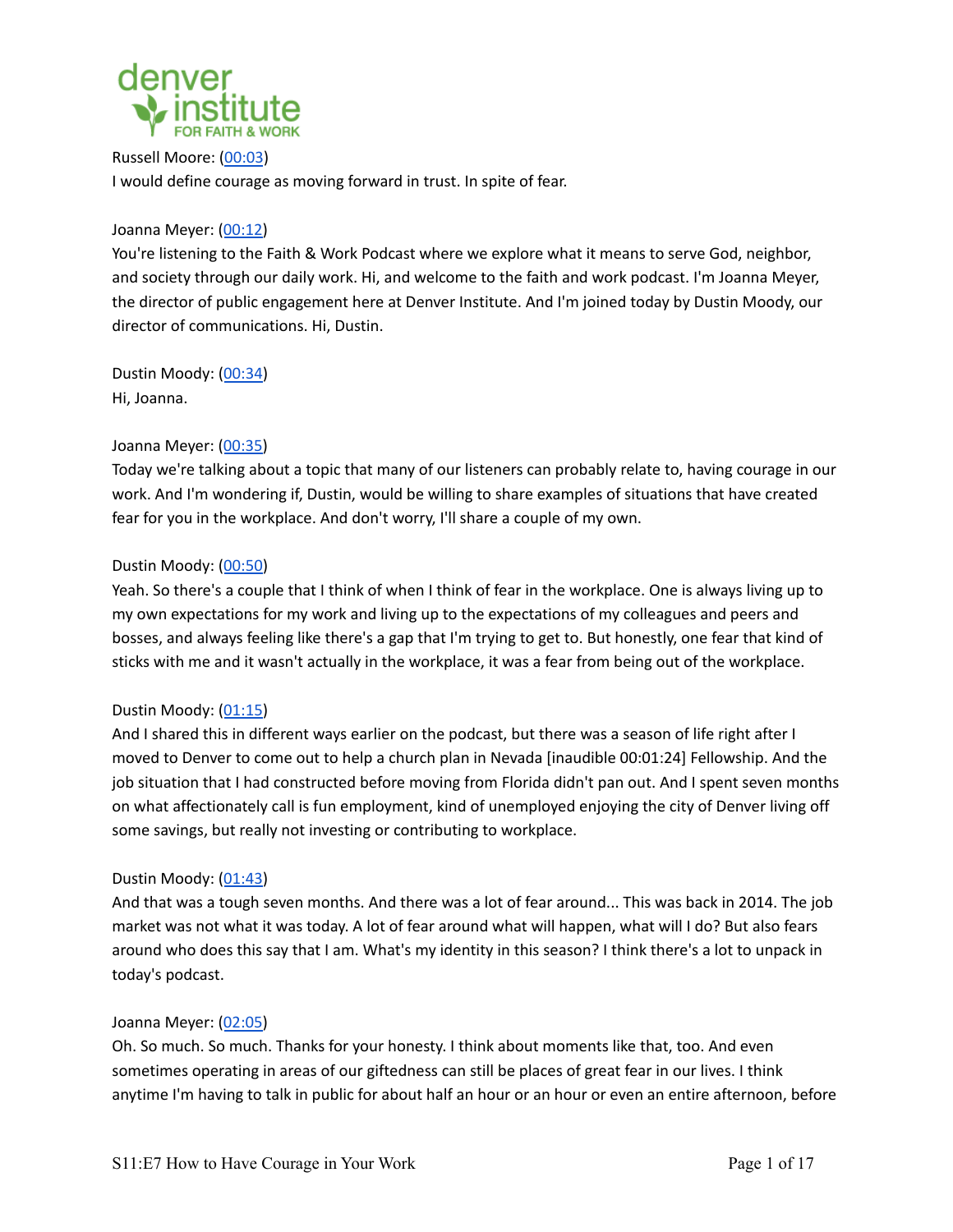Russell Moore: ([00:03](#))
I would define courage as moving forward in trust. In spite of fear.

Joanna Meyer: ([00:12](#))
You're listening to the Faith & Work Podcast where we explore what it means to serve God, neighbor, and society through our daily work. Hi, and welcome to the faith and work podcast. I'm Joanna Meyer, the director of public engagement here at Denver Institute. And I'm joined today by Dustin Moody, our director of communications. Hi, Dustin.

Dustin Moody: ([00:34](#))
Hi, Joanna.

Joanna Meyer: ([00:35](#))
Today we're talking about a topic that many of our listeners can probably relate to, having courage in our work. And I'm wondering if, Dustin, would be willing to share examples of situations that have created fear for you in the workplace. And don't worry, I'll share a couple of my own.

Dustin Moody: ([00:50](#))
Yeah. So there's a couple that I think of when I think of fear in the workplace. One is always living up to my own expectations for my work and living up to the expectations of my colleagues and peers and bosses, and always feeling like there's a gap that I'm trying to get to. But honestly, one fear that kind of sticks with me and it wasn't actually in the workplace, it was a fear from being out of the workplace.

Dustin Moody: ([01:15](#))
And I shared this in different ways earlier on the podcast, but there was a season of life right after I moved to Denver to come out to help a church plan in Nevada [inaudible 00:01:24] Fellowship. And the job situation that I had constructed before moving from Florida didn't pan out. And I spent seven months on what affectionately call is fun employment, kind of unemployed enjoying the city of Denver living off some savings, but really not investing or contributing to workplace.

Dustin Moody: ([01:43](#))
And that was a tough seven months. And there was a lot of fear around... This was back in 2014. The job market was not what it was today. A lot of fear around what will happen, what will I do? But also fears around who does this say that I am. What's my identity in this season? I think there's a lot to unpack in today's podcast.

Joanna Meyer: ([02:05](#))
Oh. So much. So much. Thanks for your honesty. I think about moments like that, too. And even sometimes operating in areas of our giftedness can still be places of great fear in our lives. I think anytime I'm having to talk in public for about half an hour or an hour or even an entire afternoon, before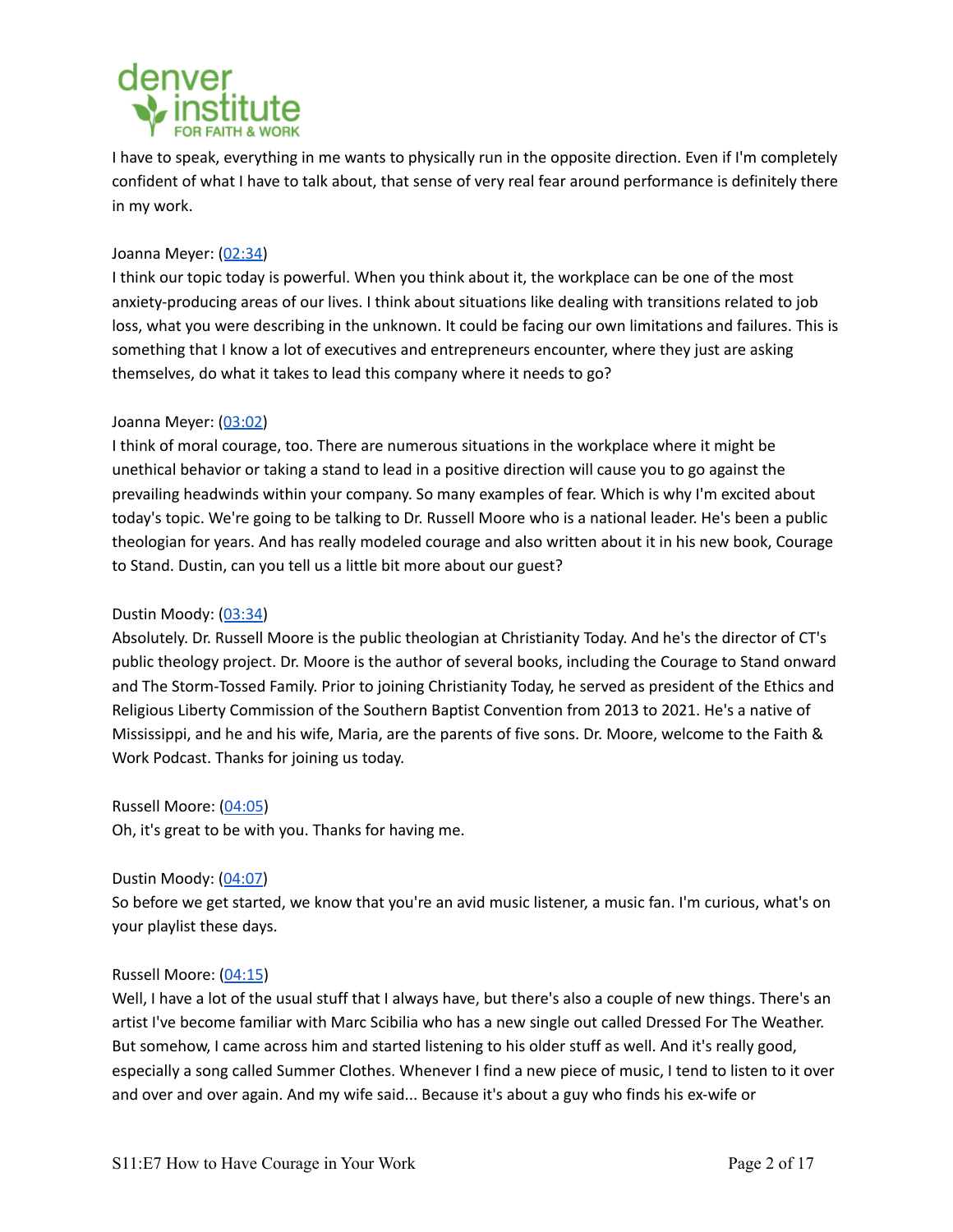I have to speak, everything in me wants to physically run in the opposite direction. Even if I'm completely confident of what I have to talk about, that sense of very real fear around performance is definitely there in my work.

Joanna Meyer: (02:34)
I think our topic today is powerful. When you think about it, the workplace can be one of the most anxiety-producing areas of our lives. I think about situations like dealing with transitions related to job loss, what you were describing in the unknown. It could be facing our own limitations and failures. This is something that I know a lot of executives and entrepreneurs encounter, where they just are asking themselves, do what it takes to lead this company where it needs to go?

Joanna Meyer: (03:02)
I think of moral courage, too. There are numerous situations in the workplace where it might be unethical behavior or taking a stand to lead in a positive direction will cause you to go against the prevailing headwinds within your company. So many examples of fear. Which is why I'm excited about today's topic. We're going to be talking to Dr. Russell Moore who is a national leader. He's been a public theologian for years. And has really modeled courage and also written about it in his new book, Courage to Stand. Dustin, can you tell us a little bit more about our guest?

Dustin Moody: (03:34)
Absolutely. Dr. Russell Moore is the public theologian at Christianity Today. And he's the director of CT's public theology project. Dr. Moore is the author of several books, including the Courage to Stand onward and The Storm-Tossed Family. Prior to joining Christianity Today, he served as president of the Ethics and Religious Liberty Commission of the Southern Baptist Convention from 2013 to 2021. He's a native of Mississippi, and he and his wife, Maria, are the parents of five sons. Dr. Moore, welcome to the Faith & Work Podcast. Thanks for joining us today.

Russell Moore: (04:05)
Oh, it's great to be with you. Thanks for having me.

Dustin Moody: (04:07)
So before we get started, we know that you're an avid music listener, a music fan. I'm curious, what's on your playlist these days.

Russell Moore: (04:15)
Well, I have a lot of the usual stuff that I always have, but there's also a couple of new things. There's an artist I've become familiar with Marc Scibilia who has a new single out called Dressed For The Weather. But somehow, I came across him and started listening to his older stuff as well. And it's really good, especially a song called Summer Clothes. Whenever I find a new piece of music, I tend to listen to it over and over and over again. And my wife said... Because it's about a guy who finds his ex-wife or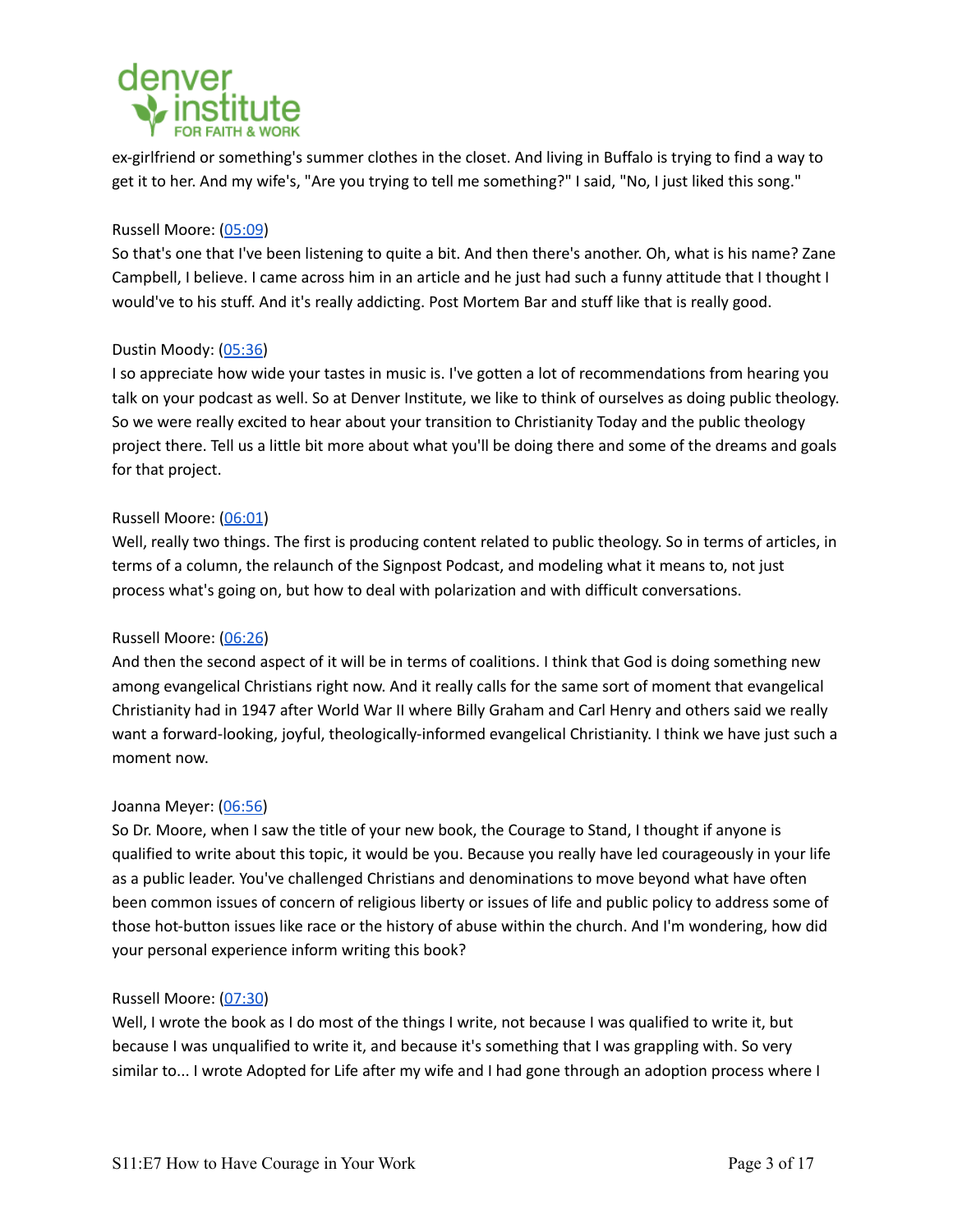ex-girlfriend or something's summer clothes in the closet. And living in Buffalo is trying to find a way to get it to her. And my wife's, "Are you trying to tell me something?" I said, "No, I just liked this song."

Russell Moore: (05:09)
So that's one that I've been listening to quite a bit. And then there's another. Oh, what is his name? Zane Campbell, I believe. I came across him in an article and he just had such a funny attitude that I thought I would've to his stuff. And it's really addicting. Post Mortem Bar and stuff like that is really good.

Dustin Moody: (05:36)
I so appreciate how wide your tastes in music is. I've gotten a lot of recommendations from hearing you talk on your podcast as well. So at Denver Institute, we like to think of ourselves as doing public theology. So we were really excited to hear about your transition to Christianity Today and the public theology project there. Tell us a little bit more about what you'll be doing there and some of the dreams and goals for that project.

Russell Moore: (06:01)
Well, really two things. The first is producing content related to public theology. So in terms of articles, in terms of a column, the relaunch of the Signpost Podcast, and modeling what it means to, not just process what's going on, but how to deal with polarization and with difficult conversations.

Russell Moore: (06:26)
And then the second aspect of it will be in terms of coalitions. I think that God is doing something new among evangelical Christians right now. And it really calls for the same sort of moment that evangelical Christianity had in 1947 after World War II where Billy Graham and Carl Henry and others said we really want a forward-looking, joyful, theologically-informed evangelical Christianity. I think we have just such a moment now.

Joanna Meyer: (06:56)
So Dr. Moore, when I saw the title of your new book, the Courage to Stand, I thought if anyone is qualified to write about this topic, it would be you. Because you really have led courageously in your life as a public leader. You've challenged Christians and denominations to move beyond what have often been common issues of concern of religious liberty or issues of life and public policy to address some of those hot-button issues like race or the history of abuse within the church. And I'm wondering, how did your personal experience inform writing this book?

Russell Moore: (07:30)
Well, I wrote the book as I do most of the things I write, not because I was qualified to write it, but because I was unqualified to write it, and because it's something that I was grappling with. So very similar to... I wrote Adopted for Life after my wife and I had gone through an adoption process where I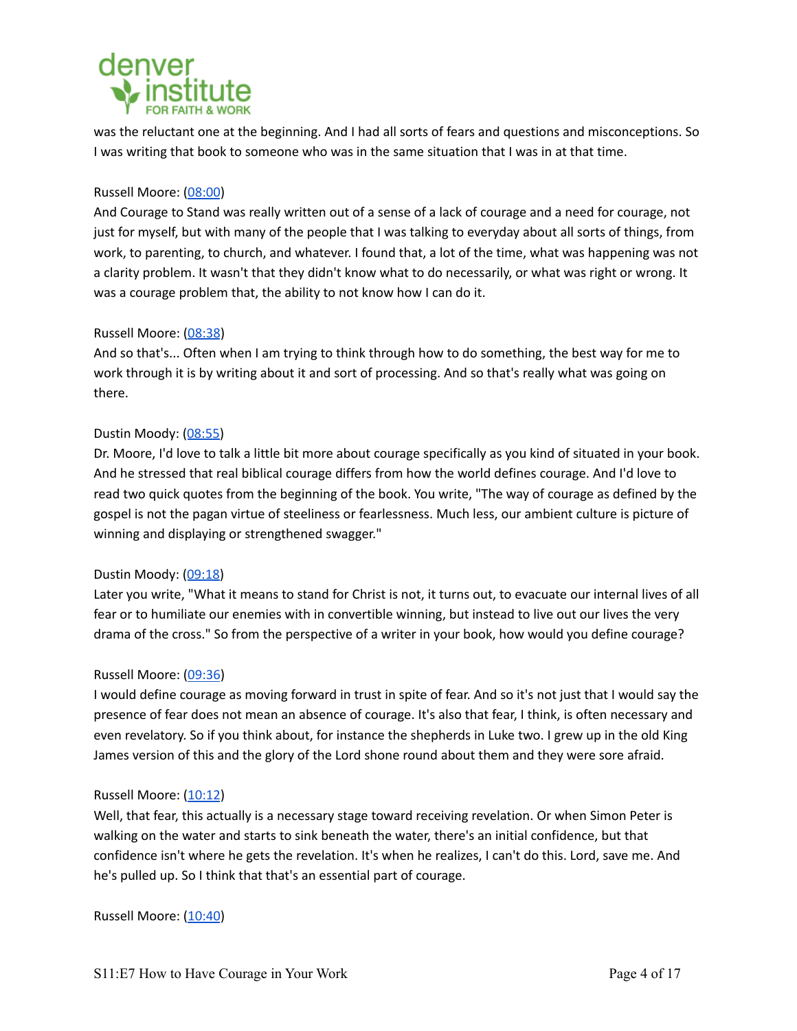was the reluctant one at the beginning. And I had all sorts of fears and questions and misconceptions. So I was writing that book to someone who was in the same situation that I was in at that time.

Russell Moore: ([08:00](#))
And Courage to Stand was really written out of a sense of a lack of courage and a need for courage, not just for myself, but with many of the people that I was talking to everyday about all sorts of things, from work, to parenting, to church, and whatever. I found that, a lot of the time, what was happening was not a clarity problem. It wasn't that they didn't know what to do necessarily, or what was right or wrong. It was a courage problem that, the ability to not know how I can do it.

Russell Moore: ([08:38](#))
And so that's... Often when I am trying to think through how to do something, the best way for me to work through it is by writing about it and sort of processing. And so that's really what was going on there.

Dustin Moody: ([08:55](#))
Dr. Moore, I'd love to talk a little bit more about courage specifically as you kind of situated in your book. And he stressed that real biblical courage differs from how the world defines courage. And I'd love to read two quick quotes from the beginning of the book. You write, "The way of courage as defined by the gospel is not the pagan virtue of steeliness or fearlessness. Much less, our ambient culture is picture of winning and displaying or strengthened swagger."

Dustin Moody: ([09:18](#))
Later you write, "What it means to stand for Christ is not, it turns out, to evacuate our internal lives of all fear or to humiliate our enemies with in convertible winning, but instead to live out our lives the very drama of the cross." So from the perspective of a writer in your book, how would you define courage?

Russell Moore: ([09:36](#))
I would define courage as moving forward in trust in spite of fear. And so it's not just that I would say the presence of fear does not mean an absence of courage. It's also that fear, I think, is often necessary and even revelatory. So if you think about, for instance the shepherds in Luke two. I grew up in the old King James version of this and the glory of the Lord shone round about them and they were sore afraid.

Russell Moore: ([10:12](#))
Well, that fear, this actually is a necessary stage toward receiving revelation. Or when Simon Peter is walking on the water and starts to sink beneath the water, there's an initial confidence, but that confidence isn't where he gets the revelation. It's when he realizes, I can't do this. Lord, save me. And he's pulled up. So I think that that's an essential part of courage.

Russell Moore: ([10:40](#))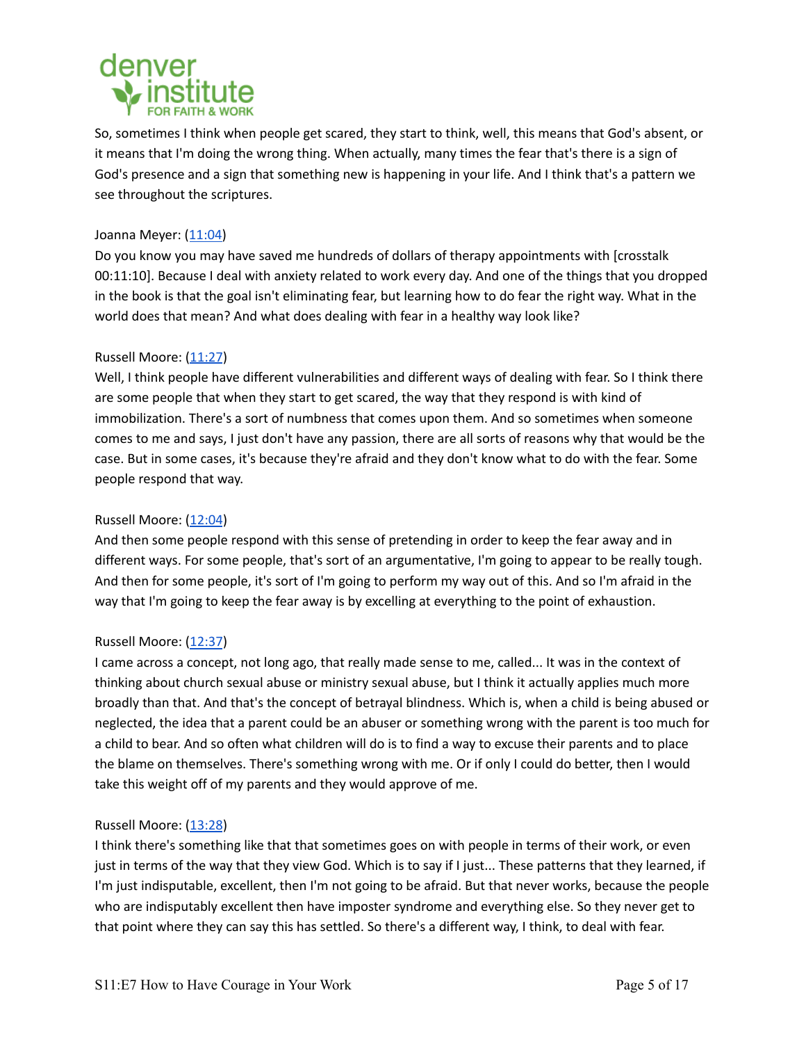So, sometimes I think when people get scared, they start to think, well, this means that God's absent, or it means that I'm doing the wrong thing. When actually, many times the fear that's there is a sign of God's presence and a sign that something new is happening in your life. And I think that's a pattern we see throughout the scriptures.

Joanna Meyer: (11:04)
Do you know you may have saved me hundreds of dollars of therapy appointments with [crosstalk 00:11:10]. Because I deal with anxiety related to work every day. And one of the things that you dropped in the book is that the goal isn't eliminating fear, but learning how to do fear the right way. What in the world does that mean? And what does dealing with fear in a healthy way look like?

Russell Moore: (11:27)
Well, I think people have different vulnerabilities and different ways of dealing with fear. So I think there are some people that when they start to get scared, the way that they respond is with kind of immobilization. There's a sort of numbness that comes upon them. And so sometimes when someone comes to me and says, I just don't have any passion, there are all sorts of reasons why that would be the case. But in some cases, it's because they're afraid and they don't know what to do with the fear. Some people respond that way.

Russell Moore: (12:04)
And then some people respond with this sense of pretending in order to keep the fear away and in different ways. For some people, that's sort of an argumentative, I'm going to appear to be really tough. And then for some people, it's sort of I'm going to perform my way out of this. And so I'm afraid in the way that I'm going to keep the fear away is by excelling at everything to the point of exhaustion.

Russell Moore: (12:37)
I came across a concept, not long ago, that really made sense to me, called... It was in the context of thinking about church sexual abuse or ministry sexual abuse, but I think it actually applies much more broadly than that. And that's the concept of betrayal blindness. Which is, when a child is being abused or neglected, the idea that a parent could be an abuser or something wrong with the parent is too much for a child to bear. And so often what children will do is to find a way to excuse their parents and to place the blame on themselves. There's something wrong with me. Or if only I could do better, then I would take this weight off of my parents and they would approve of me.

Russell Moore: (13:28)
I think there's something like that that sometimes goes on with people in terms of their work, or even just in terms of the way that they view God. Which is to say if I just... These patterns that they learned, if I'm just indisputable, excellent, then I'm not going to be afraid. But that never works, because the people who are indisputably excellent then have imposter syndrome and everything else. So they never get to that point where they can say this has settled. So there's a different way, I think, to deal with fear.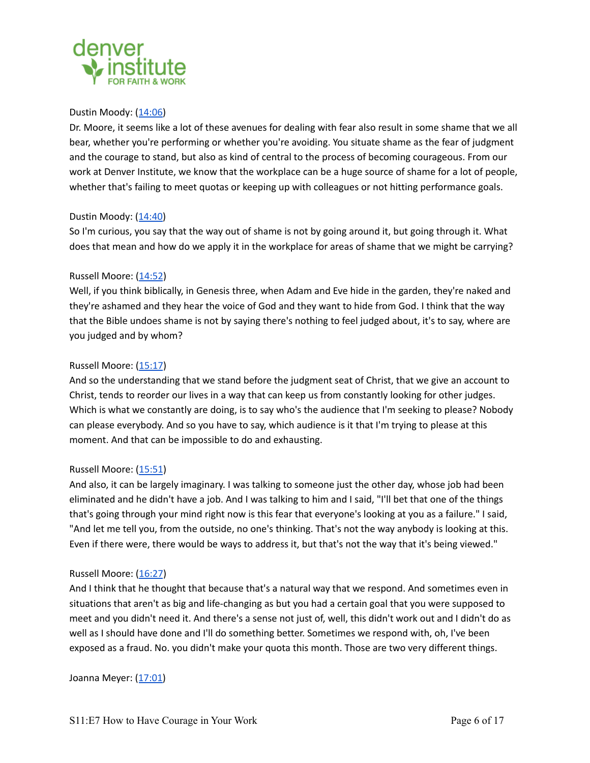Dustin Moody: ([14:06](#))
Dr. Moore, it seems like a lot of these avenues for dealing with fear also result in some shame that we all bear, whether you're performing or whether you're avoiding. You situate shame as the fear of judgment and the courage to stand, but also as kind of central to the process of becoming courageous. From our work at Denver Institute, we know that the workplace can be a huge source of shame for a lot of people, whether that's failing to meet quotas or keeping up with colleagues or not hitting performance goals.

Dustin Moody: ([14:40](#))
So I'm curious, you say that the way out of shame is not by going around it, but going through it. What does that mean and how do we apply it in the workplace for areas of shame that we might be carrying?

Russell Moore: ([14:52](#))
Well, if you think biblically, in Genesis three, when Adam and Eve hide in the garden, they're naked and they're ashamed and they hear the voice of God and they want to hide from God. I think that the way that the Bible undoes shame is not by saying there's nothing to feel judged about, it's to say, where are you judged and by whom?

Russell Moore: ([15:17](#))
And so the understanding that we stand before the judgment seat of Christ, that we give an account to Christ, tends to reorder our lives in a way that can keep us from constantly looking for other judges. Which is what we constantly are doing, is to say who's the audience that I'm seeking to please? Nobody can please everybody. And so you have to say, which audience is it that I'm trying to please at this moment. And that can be impossible to do and exhausting.

Russell Moore: ([15:51](#))
And also, it can be largely imaginary. I was talking to someone just the other day, whose job had been eliminated and he didn't have a job. And I was talking to him and I said, "I'll bet that one of the things that's going through your mind right now is this fear that everyone's looking at you as a failure." I said, "And let me tell you, from the outside, no one's thinking. That's not the way anybody is looking at this. Even if there were, there would be ways to address it, but that's not the way that it's being viewed."

Russell Moore: ([16:27](#))
And I think that he thought that because that's a natural way that we respond. And sometimes even in situations that aren't as big and life-changing as but you had a certain goal that you were supposed to meet and you didn't need it. And there's a sense not just of, well, this didn't work out and I didn't do as well as I should have done and I'll do something better. Sometimes we respond with, oh, I've been exposed as a fraud. No. you didn't make your quota this month. Those are two very different things.

Joanna Meyer: ([17:01](#))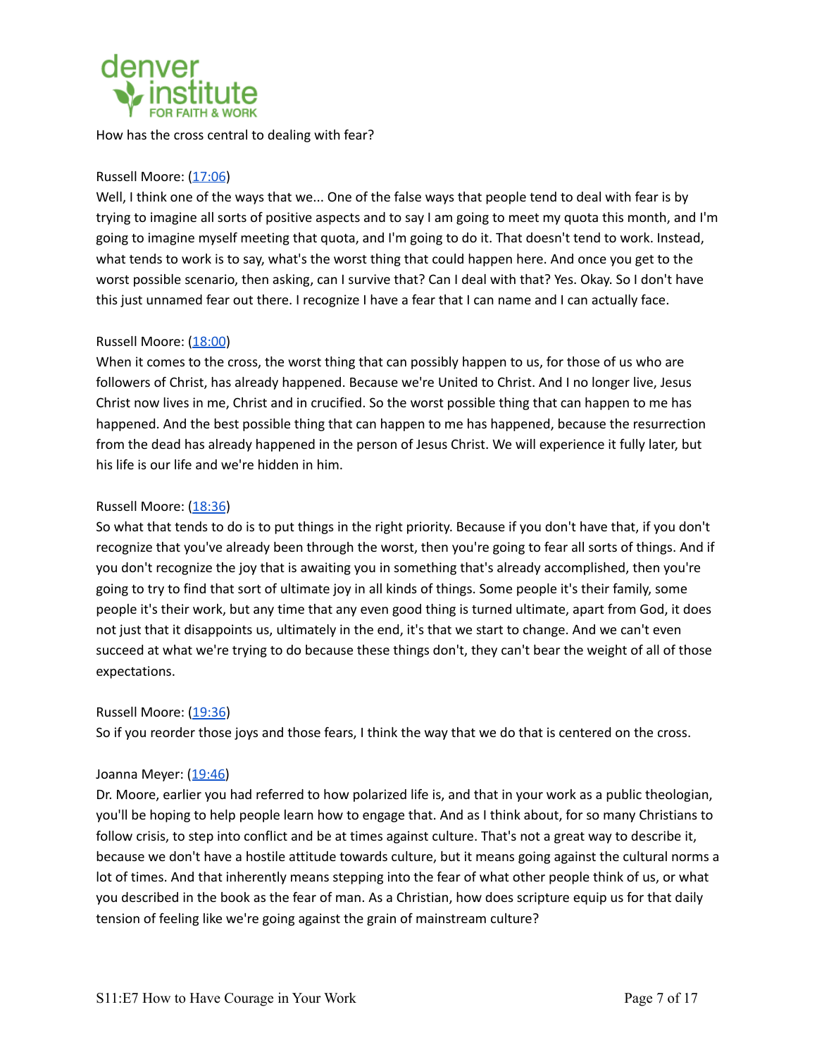How has the cross central to dealing with fear?

Russell Moore: ([17:06](#))
Well, I think one of the ways that we... One of the false ways that people tend to deal with fear is by trying to imagine all sorts of positive aspects and to say I am going to meet my quota this month, and I'm going to imagine myself meeting that quota, and I'm going to do it. That doesn't tend to work. Instead, what tends to work is to say, what's the worst thing that could happen here. And once you get to the worst possible scenario, then asking, can I survive that? Can I deal with that? Yes. Okay. So I don't have this just unnamed fear out there. I recognize I have a fear that I can name and I can actually face.

Russell Moore: ([18:00](#))
When it comes to the cross, the worst thing that can possibly happen to us, for those of us who are followers of Christ, has already happened. Because we're United to Christ. And I no longer live, Jesus Christ now lives in me, Christ and in crucified. So the worst possible thing that can happen to me has happened. And the best possible thing that can happen to me has happened, because the resurrection from the dead has already happened in the person of Jesus Christ. We will experience it fully later, but his life is our life and we're hidden in him.

Russell Moore: ([18:36](#))
So what that tends to do is to put things in the right priority. Because if you don't have that, if you don't recognize that you've already been through the worst, then you're going to fear all sorts of things. And if you don't recognize the joy that is awaiting you in something that's already accomplished, then you're going to try to find that sort of ultimate joy in all kinds of things. Some people it's their family, some people it's their work, but any time that any even good thing is turned ultimate, apart from God, it does not just that it disappoints us, ultimately in the end, it's that we start to change. And we can't even succeed at what we're trying to do because these things don't, they can't bear the weight of all of those expectations.

Russell Moore: ([19:36](#))
So if you reorder those joys and those fears, I think the way that we do that is centered on the cross.

Joanna Meyer: ([19:46](#))
Dr. Moore, earlier you had referred to how polarized life is, and that in your work as a public theologian, you'll be hoping to help people learn how to engage that. And as I think about, for so many Christians to follow crisis, to step into conflict and be at times against culture. That's not a great way to describe it, because we don't have a hostile attitude towards culture, but it means going against the cultural norms a lot of times. And that inherently means stepping into the fear of what other people think of us, or what you described in the book as the fear of man. As a Christian, how does scripture equip us for that daily tension of feeling like we're going against the grain of mainstream culture?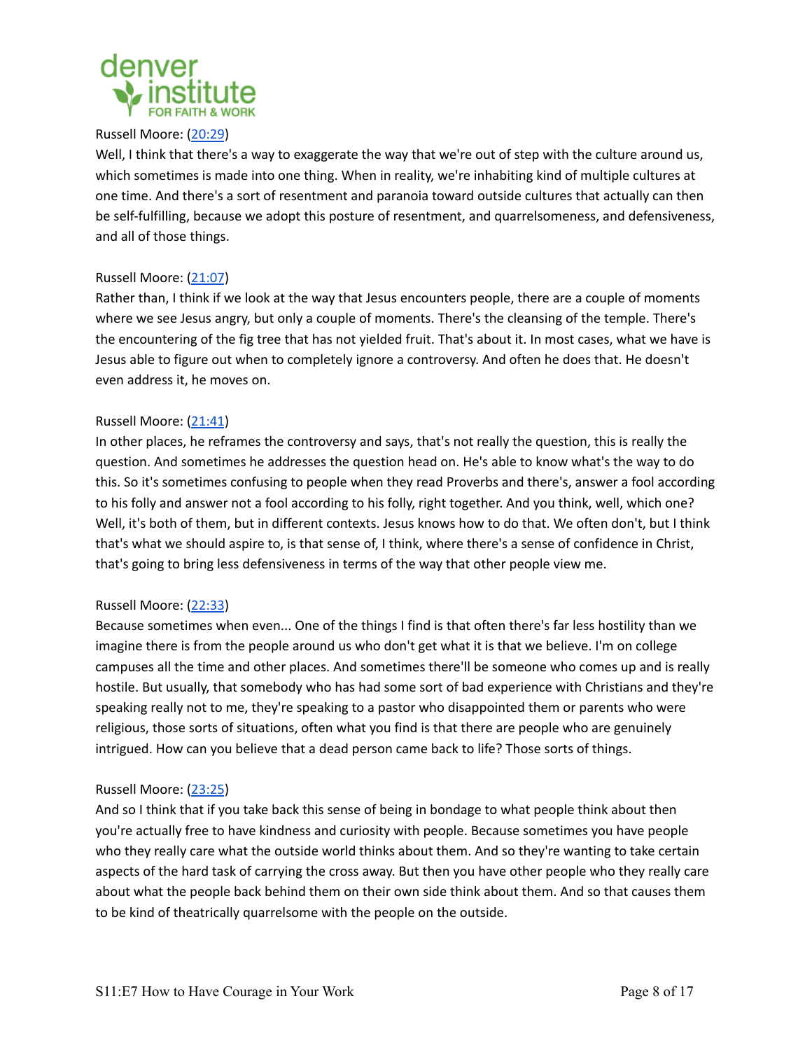Russell Moore: (20:29)
Well, I think that there's a way to exaggerate the way that we're out of step with the culture around us, which sometimes is made into one thing. When in reality, we're inhabiting kind of multiple cultures at one time. And there's a sort of resentment and paranoia toward outside cultures that actually can then be self-fulfilling, because we adopt this posture of resentment, and quarrelsomeness, and defensiveness, and all of those things.

Russell Moore: (21:07)
Rather than, I think if we look at the way that Jesus encounters people, there are a couple of moments where we see Jesus angry, but only a couple of moments. There's the cleansing of the temple. There's the encountering of the fig tree that has not yielded fruit. That's about it. In most cases, what we have is Jesus able to figure out when to completely ignore a controversy. And often he does that. He doesn't even address it, he moves on.

Russell Moore: (21:41)
In other places, he reframes the controversy and says, that's not really the question, this is really the question. And sometimes he addresses the question head on. He's able to know what's the way to do this. So it's sometimes confusing to people when they read Proverbs and there's, answer a fool according to his folly and answer not a fool according to his folly, right together. And you think, well, which one? Well, it's both of them, but in different contexts. Jesus knows how to do that. We often don't, but I think that's what we should aspire to, is that sense of, I think, where there's a sense of confidence in Christ, that's going to bring less defensiveness in terms of the way that other people view me.

Russell Moore: (22:33)
Because sometimes when even... One of the things I find is that often there's far less hostility than we imagine there is from the people around us who don't get what it is that we believe. I'm on college campuses all the time and other places. And sometimes there'll be someone who comes up and is really hostile. But usually, that somebody who has had some sort of bad experience with Christians and they're speaking really not to me, they're speaking to a pastor who disappointed them or parents who were religious, those sorts of situations, often what you find is that there are people who are genuinely intrigued. How can you believe that a dead person came back to life? Those sorts of things.

Russell Moore: (23:25)
And so I think that if you take back this sense of being in bondage to what people think about then you're actually free to have kindness and curiosity with people. Because sometimes you have people who they really care what the outside world thinks about them. And so they're wanting to take certain aspects of the hard task of carrying the cross away. But then you have other people who they really care about what the people back behind them on their own side think about them. And so that causes them to be kind of theatrically quarrelsome with the people on the outside.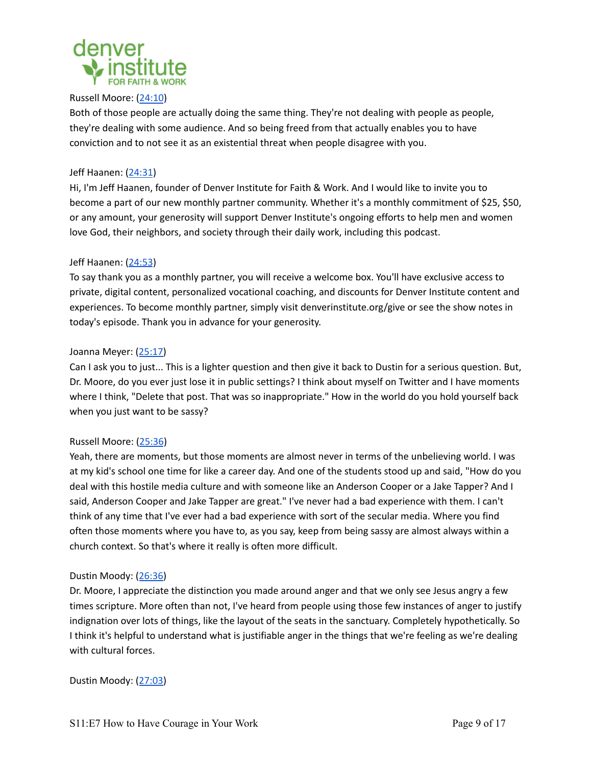Russell Moore: ([24:10](#))
Both of those people are actually doing the same thing. They're not dealing with people as people, they're dealing with some audience. And so being freed from that actually enables you to have conviction and to not see it as an existential threat when people disagree with you.

Jeff Haanen: ([24:31](#))
Hi, I'm Jeff Haanen, founder of Denver Institute for Faith & Work. And I would like to invite you to become a part of our new monthly partner community. Whether it's a monthly commitment of $25, $50, or any amount, your generosity will support Denver Institute's ongoing efforts to help men and women love God, their neighbors, and society through their daily work, including this podcast.

Jeff Haanen: ([24:53](#))
To say thank you as a monthly partner, you will receive a welcome box. You'll have exclusive access to private, digital content, personalized vocational coaching, and discounts for Denver Institute content and experiences. To become monthly partner, simply visit denverinstitute.org/give or see the show notes in today's episode. Thank you in advance for your generosity.

Joanna Meyer: ([25:17](#))
Can I ask you to just... This is a lighter question and then give it back to Dustin for a serious question. But, Dr. Moore, do you ever just lose it in public settings? I think about myself on Twitter and I have moments where I think, "Delete that post. That was so inappropriate." How in the world do you hold yourself back when you just want to be sassy?

Russell Moore: ([25:36](#))
Yeah, there are moments, but those moments are almost never in terms of the unbelieving world. I was at my kid's school one time for like a career day. And one of the students stood up and said, "How do you deal with this hostile media culture and with someone like an Anderson Cooper or a Jake Tapper? And I said, Anderson Cooper and Jake Tapper are great." I've never had a bad experience with them. I can't think of any time that I've ever had a bad experience with sort of the secular media. Where you find often those moments where you have to, as you say, keep from being sassy are almost always within a church context. So that's where it really is often more difficult.

Dustin Moody: ([26:36](#))
Dr. Moore, I appreciate the distinction you made around anger and that we only see Jesus angry a few times scripture. More often than not, I've heard from people using those few instances of anger to justify indignation over lots of things, like the layout of the seats in the sanctuary. Completely hypothetically. So I think it's helpful to understand what is justifiable anger in the things that we're feeling as we're dealing with cultural forces.

Dustin Moody: ([27:03](#))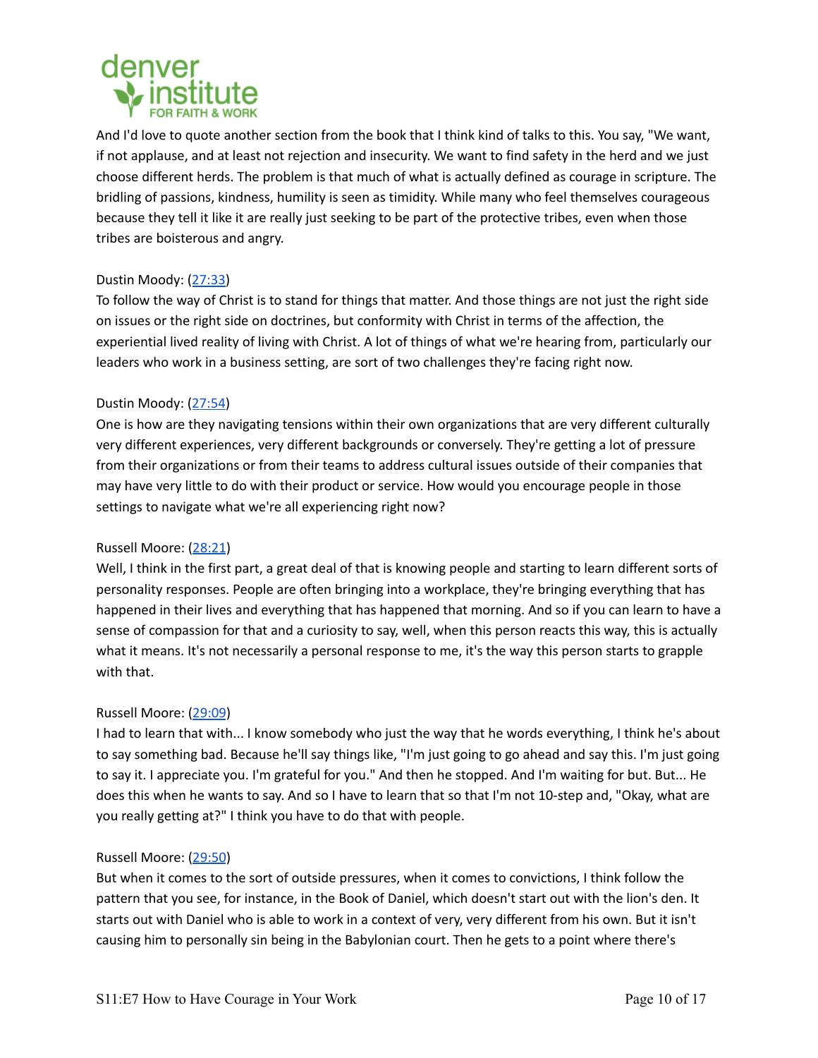And I'd love to quote another section from the book that I think kind of talks to this. You say, "We want, if not applause, and at least not rejection and insecurity. We want to find safety in the herd and we just choose different herds. The problem is that much of what is actually defined as courage in scripture. The bridling of passions, kindness, humility is seen as timidity. While many who feel themselves courageous because they tell it like it are really just seeking to be part of the protective tribes, even when those tribes are boisterous and angry.

Dustin Moody: (27:33)
To follow the way of Christ is to stand for things that matter. And those things are not just the right side on issues or the right side on doctrines, but conformity with Christ in terms of the affection, the experiential lived reality of living with Christ. A lot of things of what we're hearing from, particularly our leaders who work in a business setting, are sort of two challenges they're facing right now.

Dustin Moody: (27:54)
One is how are they navigating tensions within their own organizations that are very different culturally very different experiences, very different backgrounds or conversely. They're getting a lot of pressure from their organizations or from their teams to address cultural issues outside of their companies that may have very little to do with their product or service. How would you encourage people in those settings to navigate what we're all experiencing right now?

Russell Moore: (28:21)
Well, I think in the first part, a great deal of that is knowing people and starting to learn different sorts of personality responses. People are often bringing into a workplace, they're bringing everything that has happened in their lives and everything that has happened that morning. And so if you can learn to have a sense of compassion for that and a curiosity to say, well, when this person reacts this way, this is actually what it means. It's not necessarily a personal response to me, it's the way this person starts to grapple with that.

Russell Moore: (29:09)
I had to learn that with... I know somebody who just the way that he words everything, I think he's about to say something bad. Because he'll say things like, "I'm just going to go ahead and say this. I'm just going to say it. I appreciate you. I'm grateful for you." And then he stopped. And I'm waiting for but. But... He does this when he wants to say. And so I have to learn that so that I'm not 10-step and, "Okay, what are you really getting at?" I think you have to do that with people.

Russell Moore: (29:50)
But when it comes to the sort of outside pressures, when it comes to convictions, I think follow the pattern that you see, for instance, in the Book of Daniel, which doesn't start out with the lion's den. It starts out with Daniel who is able to work in a context of very, very different from his own. But it isn't causing him to personally sin being in the Babylonian court. Then he gets to a point where there's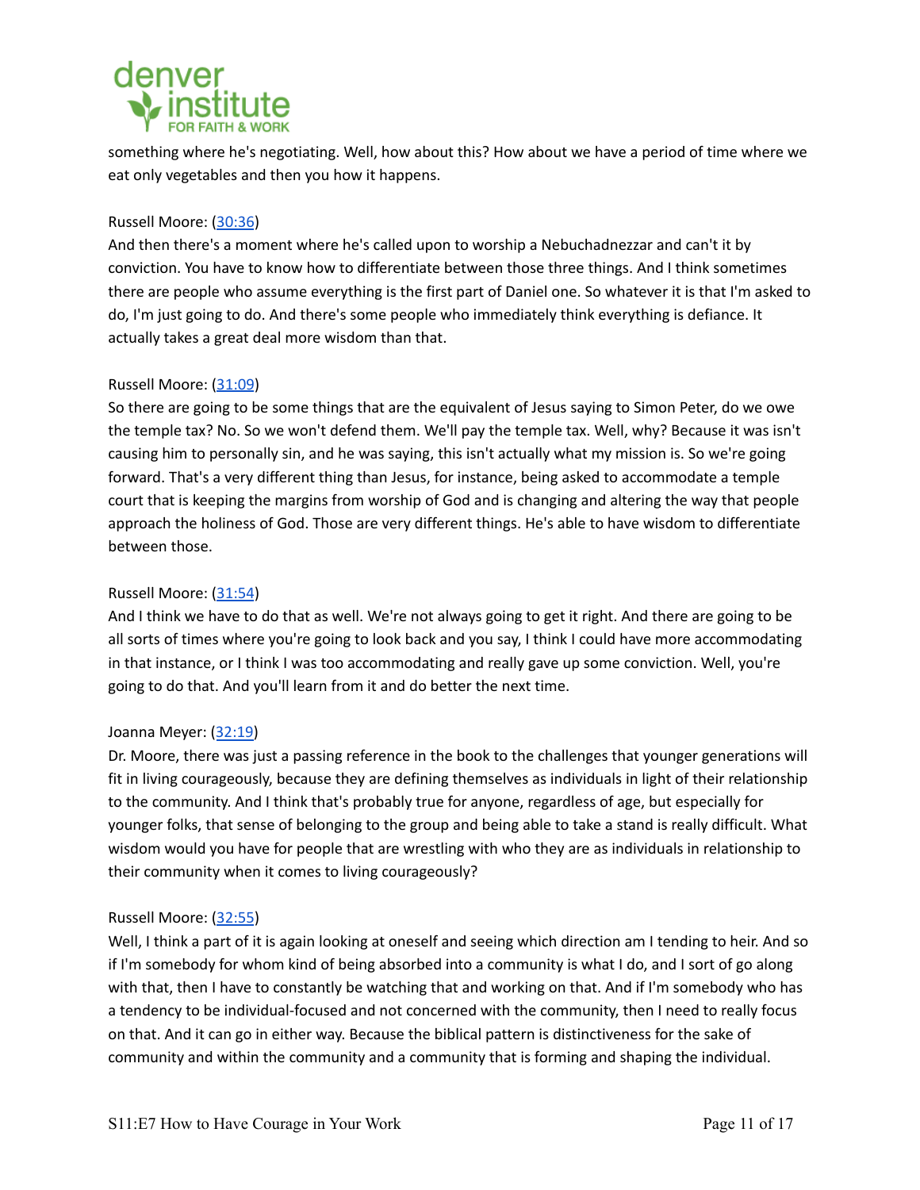something where he's negotiating. Well, how about this? How about we have a period of time where we eat only vegetables and then you how it happens.

Russell Moore: ([30:36](#))
And then there's a moment where he's called upon to worship a Nebuchadnezzar and can't it by conviction. You have to know how to differentiate between those three things. And I think sometimes there are people who assume everything is the first part of Daniel one. So whatever it is that I'm asked to do, I'm just going to do. And there's some people who immediately think everything is defiance. It actually takes a great deal more wisdom than that.

Russell Moore: ([31:09](#))
So there are going to be some things that are the equivalent of Jesus saying to Simon Peter, do we owe the temple tax? No. So we won't defend them. We'll pay the temple tax. Well, why? Because it was isn't causing him to personally sin, and he was saying, this isn't actually what my mission is. So we're going forward. That's a very different thing than Jesus, for instance, being asked to accommodate a temple court that is keeping the margins from worship of God and is changing and altering the way that people approach the holiness of God. Those are very different things. He's able to have wisdom to differentiate between those.

Russell Moore: ([31:54](#))
And I think we have to do that as well. We're not always going to get it right. And there are going to be all sorts of times where you're going to look back and you say, I think I could have more accommodating in that instance, or I think I was too accommodating and really gave up some conviction. Well, you're going to do that. And you'll learn from it and do better the next time.

Joanna Meyer: ([32:19](#))
Dr. Moore, there was just a passing reference in the book to the challenges that younger generations will fit in living courageously, because they are defining themselves as individuals in light of their relationship to the community. And I think that's probably true for anyone, regardless of age, but especially for younger folks, that sense of belonging to the group and being able to take a stand is really difficult. What wisdom would you have for people that are wrestling with who they are as individuals in relationship to their community when it comes to living courageously?

Russell Moore: ([32:55](#))
Well, I think a part of it is again looking at oneself and seeing which direction am I tending to heir. And so if I'm somebody for whom kind of being absorbed into a community is what I do, and I sort of go along with that, then I have to constantly be watching that and working on that. And if I'm somebody who has a tendency to be individual-focused and not concerned with the community, then I need to really focus on that. And it can go in either way. Because the biblical pattern is distinctiveness for the sake of community and within the community and a community that is forming and shaping the individual.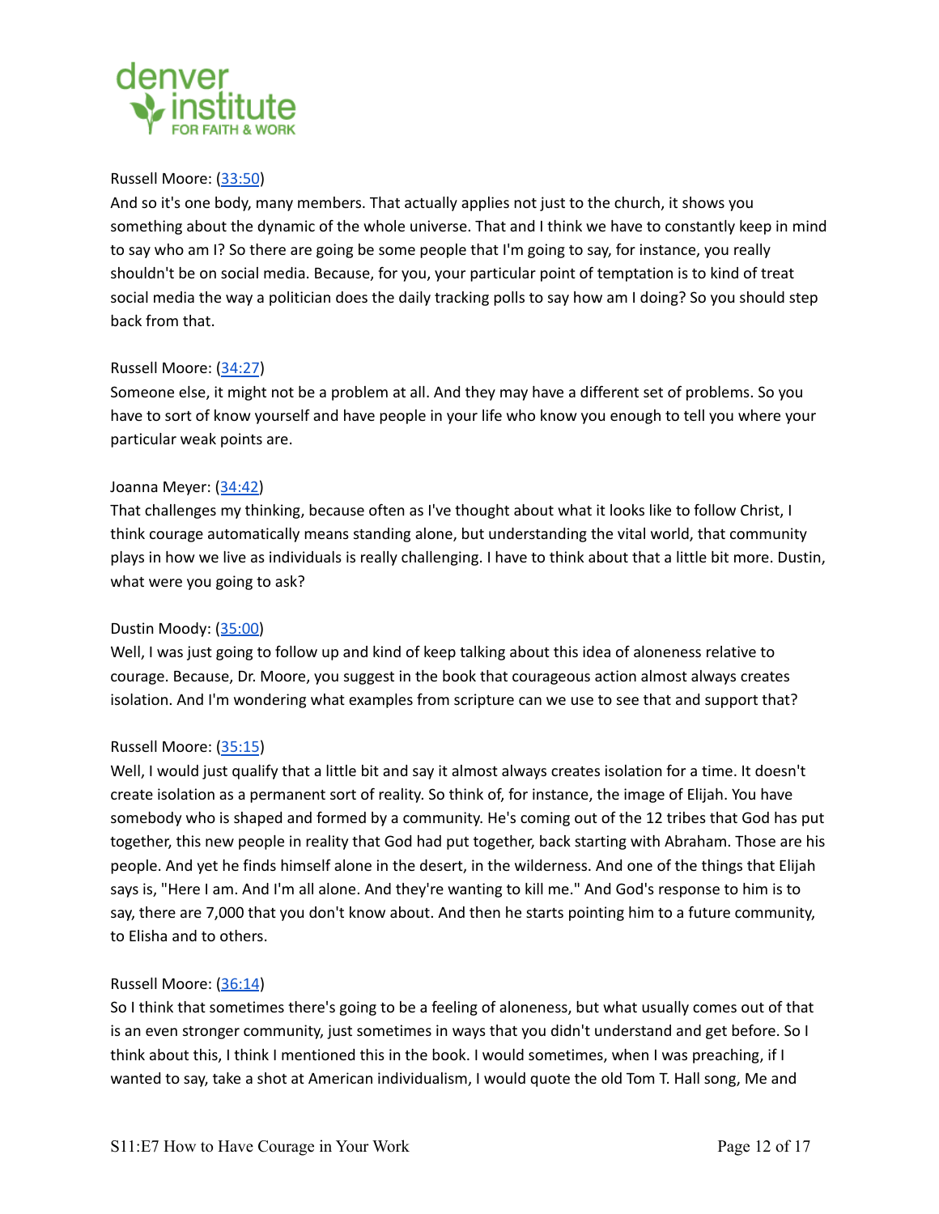Russell Moore: (33:50)
And so it's one body, many members. That actually applies not just to the church, it shows you something about the dynamic of the whole universe. That and I think we have to constantly keep in mind to say who am I? So there are going be some people that I'm going to say, for instance, you really shouldn't be on social media. Because, for you, your particular point of temptation is to kind of treat social media the way a politician does the daily tracking polls to say how am I doing? So you should step back from that.

Russell Moore: (34:27)
Someone else, it might not be a problem at all. And they may have a different set of problems. So you have to sort of know yourself and have people in your life who know you enough to tell you where your particular weak points are.

Joanna Meyer: (34:42)
That challenges my thinking, because often as I've thought about what it looks like to follow Christ, I think courage automatically means standing alone, but understanding the vital world, that community plays in how we live as individuals is really challenging. I have to think about that a little bit more. Dustin, what were you going to ask?

Dustin Moody: (35:00)
Well, I was just going to follow up and kind of keep talking about this idea of aloneness relative to courage. Because, Dr. Moore, you suggest in the book that courageous action almost always creates isolation. And I'm wondering what examples from scripture can we use to see that and support that?

Russell Moore: (35:15)
Well, I would just qualify that a little bit and say it almost always creates isolation for a time. It doesn't create isolation as a permanent sort of reality. So think of, for instance, the image of Elijah. You have somebody who is shaped and formed by a community. He's coming out of the 12 tribes that God has put together, this new people in reality that God had put together, back starting with Abraham. Those are his people. And yet he finds himself alone in the desert, in the wilderness. And one of the things that Elijah says is, "Here I am. And I'm all alone. And they're wanting to kill me." And God's response to him is to say, there are 7,000 that you don't know about. And then he starts pointing him to a future community, to Elisha and to others.

Russell Moore: (36:14)
So I think that sometimes there's going to be a feeling of aloneness, but what usually comes out of that is an even stronger community, just sometimes in ways that you didn't understand and get before. So I think about this, I think I mentioned this in the book. I would sometimes, when I was preaching, if I wanted to say, take a shot at American individualism, I would quote the old Tom T. Hall song, Me and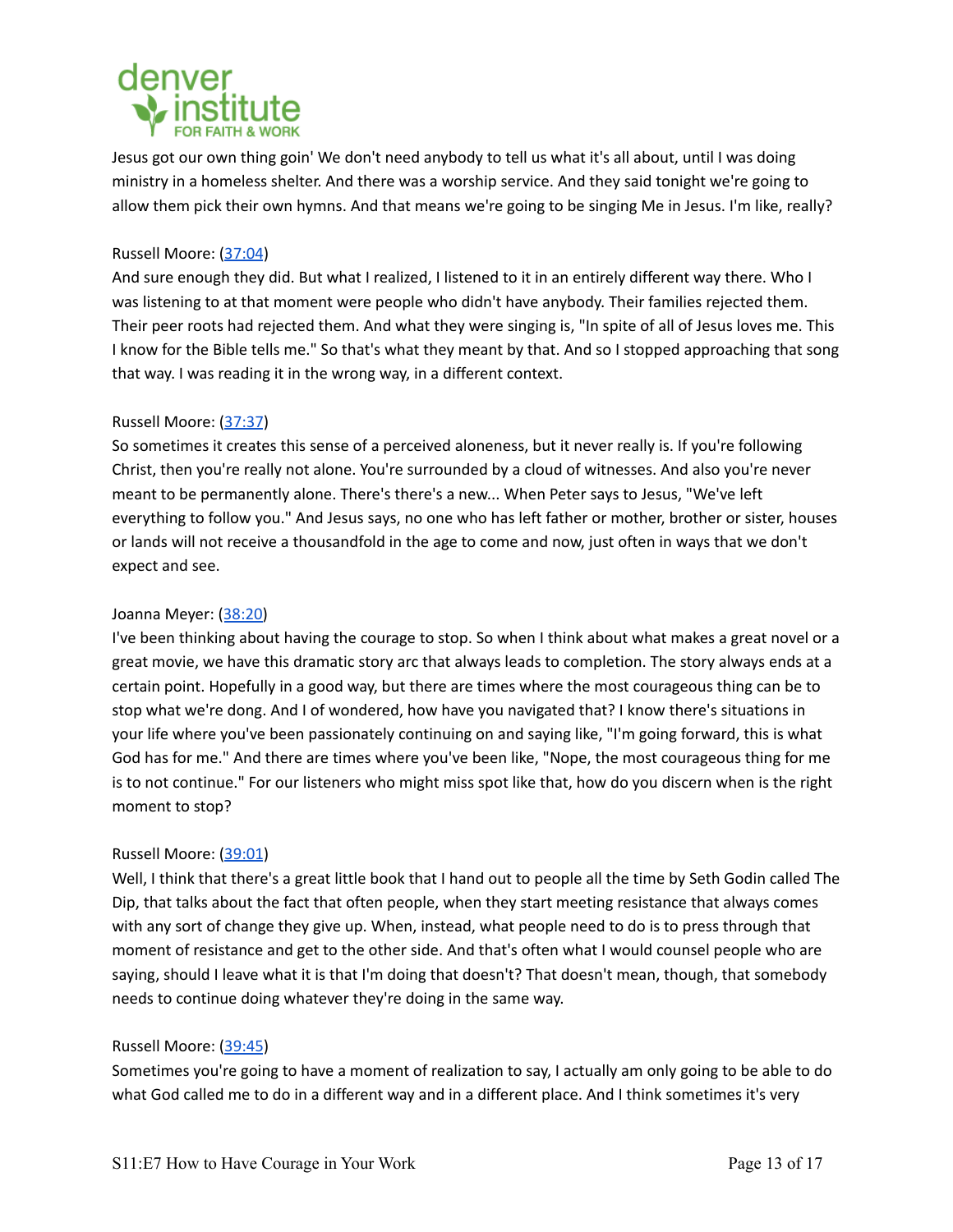Jesus got our own thing goin' We don't need anybody to tell us what it's all about, until I was doing ministry in a homeless shelter. And there was a worship service. And they said tonight we're going to allow them pick their own hymns. And that means we're going to be singing Me in Jesus. I'm like, really?

Russell Moore: (37:04)
And sure enough they did. But what I realized, I listened to it in an entirely different way there. Who I was listening to at that moment were people who didn't have anybody. Their families rejected them. Their peer roots had rejected them. And what they were singing is, "In spite of all of Jesus loves me. This I know for the Bible tells me." So that's what they meant by that. And so I stopped approaching that song that way. I was reading it in the wrong way, in a different context.

Russell Moore: (37:37)
So sometimes it creates this sense of a perceived aloneness, but it never really is. If you're following Christ, then you're really not alone. You're surrounded by a cloud of witnesses. And also you're never meant to be permanently alone. There's there's a new... When Peter says to Jesus, "We've left everything to follow you." And Jesus says, no one who has left father or mother, brother or sister, houses or lands will not receive a thousandfold in the age to come and now, just often in ways that we don't expect and see.

Joanna Meyer: (38:20)
I've been thinking about having the courage to stop. So when I think about what makes a great novel or a great movie, we have this dramatic story arc that always leads to completion. The story always ends at a certain point. Hopefully in a good way, but there are times where the most courageous thing can be to stop what we're dong. And I of wondered, how have you navigated that? I know there's situations in your life where you've been passionately continuing on and saying like, "I'm going forward, this is what God has for me." And there are times where you've been like, "Nope, the most courageous thing for me is to not continue." For our listeners who might miss spot like that, how do you discern when is the right moment to stop?

Russell Moore: (39:01)
Well, I think that there's a great little book that I hand out to people all the time by Seth Godin called The Dip, that talks about the fact that often people, when they start meeting resistance that always comes with any sort of change they give up. When, instead, what people need to do is to press through that moment of resistance and get to the other side. And that's often what I would counsel people who are saying, should I leave what it is that I'm doing that doesn't? That doesn't mean, though, that somebody needs to continue doing whatever they're doing in the same way.

Russell Moore: (39:45)
Sometimes you're going to have a moment of realization to say, I actually am only going to be able to do what God called me to do in a different way and in a different place. And I think sometimes it's very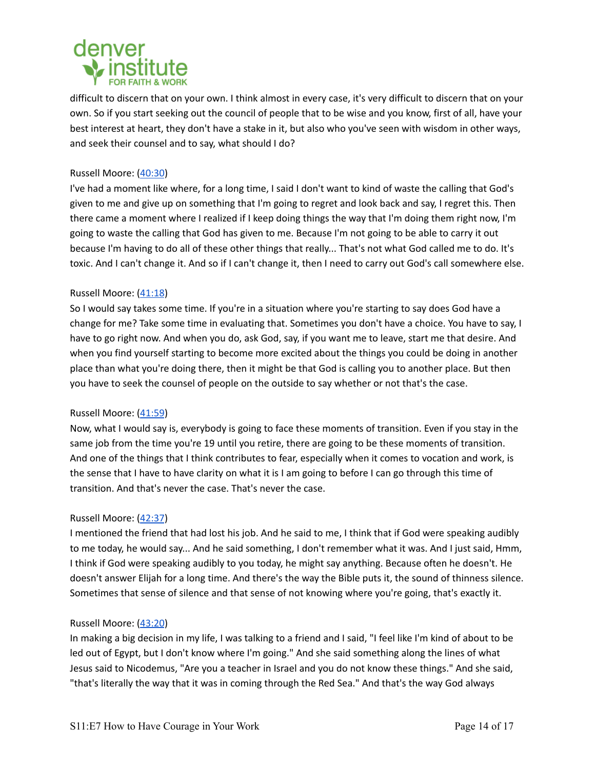difficult to discern that on your own. I think almost in every case, it's very difficult to discern that on your own. So if you start seeking out the council of people that to be wise and you know, first of all, have your best interest at heart, they don't have a stake in it, but also who you've seen with wisdom in other ways, and seek their counsel and to say, what should I do?

Russell Moore: ([40:30](#))
I've had a moment like where, for a long time, I said I don't want to kind of waste the calling that God's given to me and give up on something that I'm going to regret and look back and say, I regret this. Then there came a moment where I realized if I keep doing things the way that I'm doing them right now, I'm going to waste the calling that God has given to me. Because I'm not going to be able to carry it out because I'm having to do all of these other things that really... That's not what God called me to do. It's toxic. And I can't change it. And so if I can't change it, then I need to carry out God's call somewhere else.

Russell Moore: ([41:18](#))
So I would say takes some time. If you're in a situation where you're starting to say does God have a change for me? Take some time in evaluating that. Sometimes you don't have a choice. You have to say, I have to go right now. And when you do, ask God, say, if you want me to leave, start me that desire. And when you find yourself starting to become more excited about the things you could be doing in another place than what you're doing there, then it might be that God is calling you to another place. But then you have to seek the counsel of people on the outside to say whether or not that's the case.

Russell Moore: ([41:59](#))
Now, what I would say is, everybody is going to face these moments of transition. Even if you stay in the same job from the time you're 19 until you retire, there are going to be these moments of transition. And one of the things that I think contributes to fear, especially when it comes to vocation and work, is the sense that I have to have clarity on what it is I am going to before I can go through this time of transition. And that's never the case. That's never the case.

Russell Moore: ([42:37](#))
I mentioned the friend that had lost his job. And he said to me, I think that if God were speaking audibly to me today, he would say... And he said something, I don't remember what it was. And I just said, Hmm, I think if God were speaking audibly to you today, he might say anything. Because often he doesn't. He doesn't answer Elijah for a long time. And there's the way the Bible puts it, the sound of thinness silence. Sometimes that sense of silence and that sense of not knowing where you're going, that's exactly it.

Russell Moore: ([43:20](#))
In making a big decision in my life, I was talking to a friend and I said, "I feel like I'm kind of about to be led out of Egypt, but I don't know where I'm going." And she said something along the lines of what Jesus said to Nicodemus, "Are you a teacher in Israel and you do not know these things." And she said, "that's literally the way that it was in coming through the Red Sea." And that's the way God always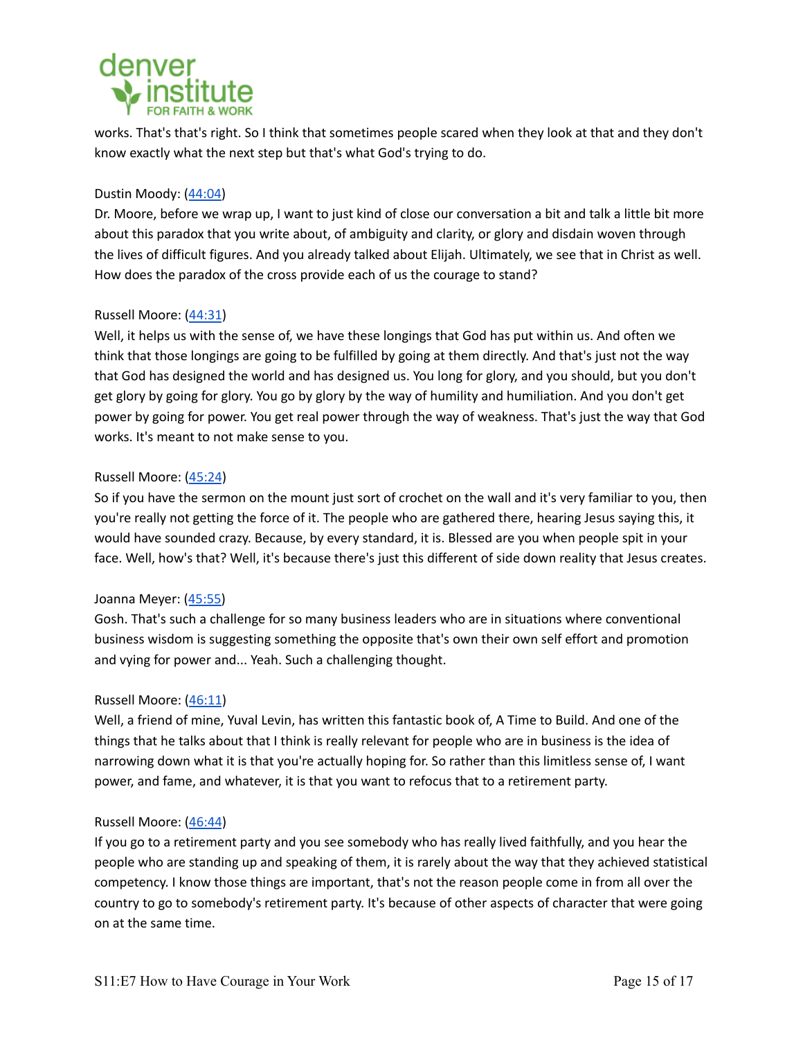works. That's that's right. So I think that sometimes people scared when they look at that and they don't know exactly what the next step but that's what God's trying to do.

Dustin Moody: (44:04)
Dr. Moore, before we wrap up, I want to just kind of close our conversation a bit and talk a little bit more about this paradox that you write about, of ambiguity and clarity, or glory and disdain woven through the lives of difficult figures. And you already talked about Elijah. Ultimately, we see that in Christ as well. How does the paradox of the cross provide each of us the courage to stand?

Russell Moore: (44:31)
Well, it helps us with the sense of, we have these longings that God has put within us. And often we think that those longings are going to be fulfilled by going at them directly. And that's just not the way that God has designed the world and has designed us. You long for glory, and you should, but you don't get glory by going for glory. You go by glory by the way of humility and humiliation. And you don't get power by going for power. You get real power through the way of weakness. That's just the way that God works. It's meant to not make sense to you.

Russell Moore: (45:24)
So if you have the sermon on the mount just sort of crochet on the wall and it's very familiar to you, then you're really not getting the force of it. The people who are gathered there, hearing Jesus saying this, it would have sounded crazy. Because, by every standard, it is. Blessed are you when people spit in your face. Well, how's that? Well, it's because there's just this different of side down reality that Jesus creates.

Joanna Meyer: (45:55)
Gosh. That's such a challenge for so many business leaders who are in situations where conventional business wisdom is suggesting something the opposite that's own their own self effort and promotion and vying for power and... Yeah. Such a challenging thought.

Russell Moore: (46:11)
Well, a friend of mine, Yuval Levin, has written this fantastic book of, A Time to Build. And one of the things that he talks about that I think is really relevant for people who are in business is the idea of narrowing down what it is that you're actually hoping for. So rather than this limitless sense of, I want power, and fame, and whatever, it is that you want to refocus that to a retirement party.

Russell Moore: (46:44)
If you go to a retirement party and you see somebody who has really lived faithfully, and you hear the people who are standing up and speaking of them, it is rarely about the way that they achieved statistical competency. I know those things are important, that's not the reason people come in from all over the country to go to somebody's retirement party. It's because of other aspects of character that were going on at the same time.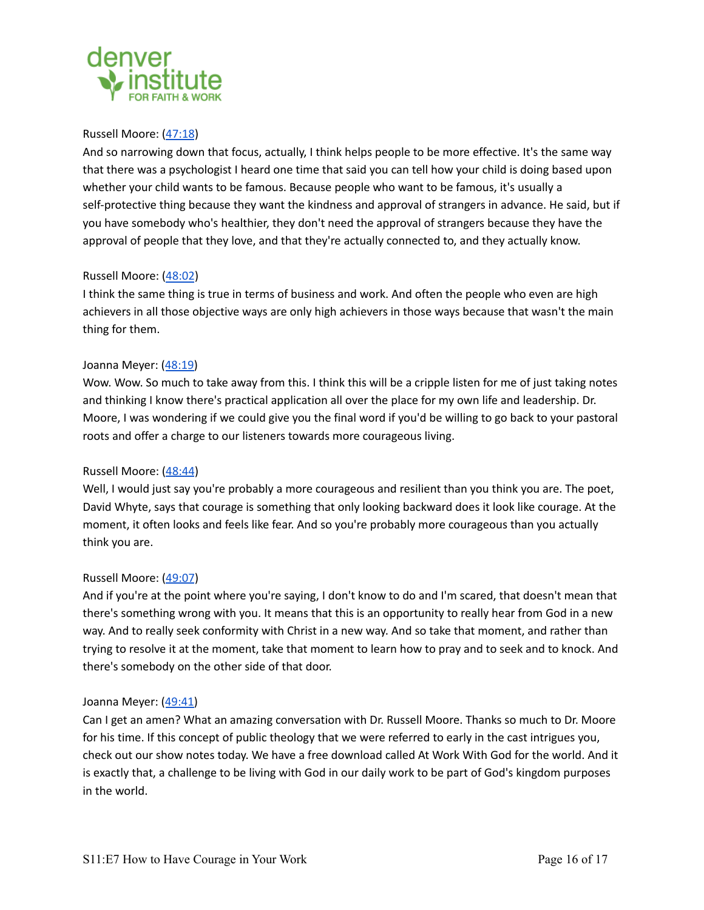Russell Moore: ([47:18](#))
And so narrowing down that focus, actually, I think helps people to be more effective. It's the same way that there was a psychologist I heard one time that said you can tell how your child is doing based upon whether your child wants to be famous. Because people who want to be famous, it's usually a self-protective thing because they want the kindness and approval of strangers in advance. He said, but if you have somebody who's healthier, they don't need the approval of strangers because they have the approval of people that they love, and that they're actually connected to, and they actually know.

Russell Moore: ([48:02](#))
I think the same thing is true in terms of business and work. And often the people who even are high achievers in all those objective ways are only high achievers in those ways because that wasn't the main thing for them.

Joanna Meyer: ([48:19](#))
Wow. Wow. So much to take away from this. I think this will be a cripple listen for me of just taking notes and thinking I know there's practical application all over the place for my own life and leadership. Dr. Moore, I was wondering if we could give you the final word if you'd be willing to go back to your pastoral roots and offer a charge to our listeners towards more courageous living.

Russell Moore: ([48:44](#))
Well, I would just say you're probably a more courageous and resilient than you think you are. The poet, David Whyte, says that courage is something that only looking backward does it look like courage. At the moment, it often looks and feels like fear. And so you're probably more courageous than you actually think you are.

Russell Moore: ([49:07](#))
And if you're at the point where you're saying, I don't know to do and I'm scared, that doesn't mean that there's something wrong with you. It means that this is an opportunity to really hear from God in a new way. And to really seek conformity with Christ in a new way. And so take that moment, and rather than trying to resolve it at the moment, take that moment to learn how to pray and to seek and to knock. And there's somebody on the other side of that door.

Joanna Meyer: ([49:41](#))
Can I get an amen? What an amazing conversation with Dr. Russell Moore. Thanks so much to Dr. Moore for his time. If this concept of public theology that we were referred to early in the cast intrigues you, check out our show notes today. We have a free download called At Work With God for the world. And it is exactly that, a challenge to be living with God in our daily work to be part of God's kingdom purposes in the world.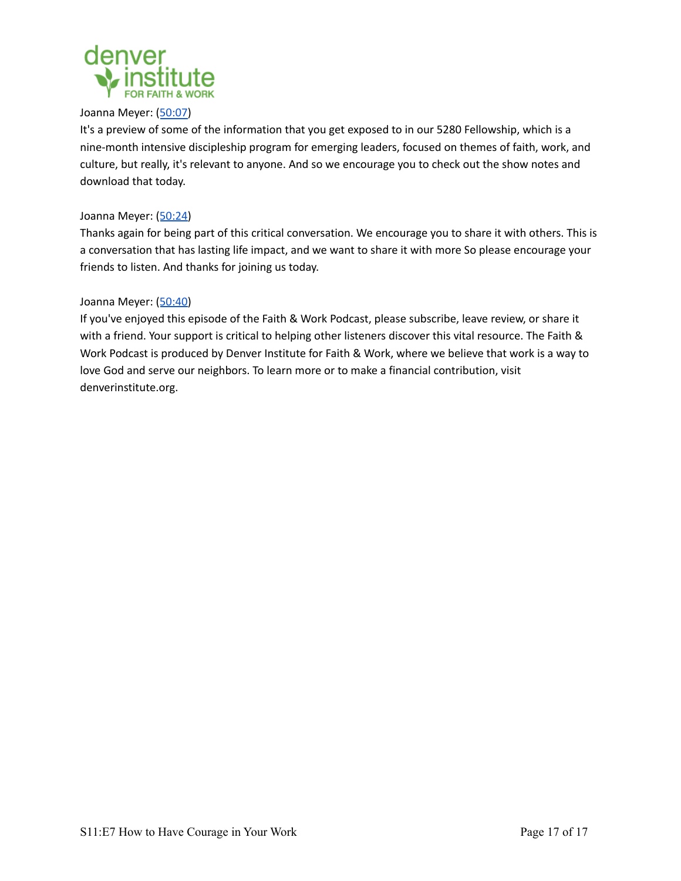Joanna Meyer: ([50:07](#))
It's a preview of some of the information that you get exposed to in our 5280 Fellowship, which is a nine-month intensive discipleship program for emerging leaders, focused on themes of faith, work, and culture, but really, it's relevant to anyone. And so we encourage you to check out the show notes and download that today.

Joanna Meyer: ([50:24](#))
Thanks again for being part of this critical conversation. We encourage you to share it with others. This is a conversation that has lasting life impact, and we want to share it with more So please encourage your friends to listen. And thanks for joining us today.

Joanna Meyer: ([50:40](#))
If you've enjoyed this episode of the Faith & Work Podcast, please subscribe, leave review, or share it with a friend. Your support is critical to helping other listeners discover this vital resource. The Faith & Work Podcast is produced by Denver Institute for Faith & Work, where we believe that work is a way to love God and serve our neighbors. To learn more or to make a financial contribution, visit denverinstitute.org.